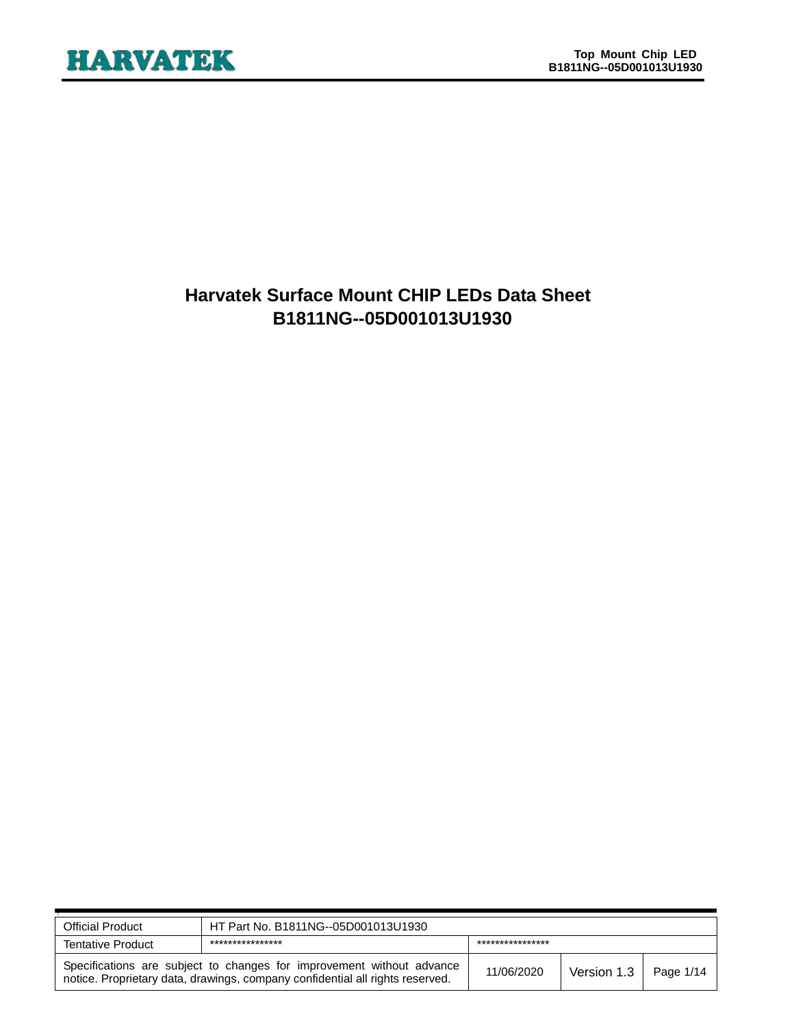# Harvatek Surface Mount CHIP LEDs Data Sheet
# B1811NG--05D001013U1930

| Official Product | HT Part No. B1811NG--05D001013U1930 | | | |
|---|---|---|---|---|
| Tentative Product | **************** | **************** | | |
| Specifications are subject to changes for improvement without advance notice. Proprietary data, drawings, company confidential all rights reserved. | | 11/06/2020 | Version 1.3 | Page 1/14 |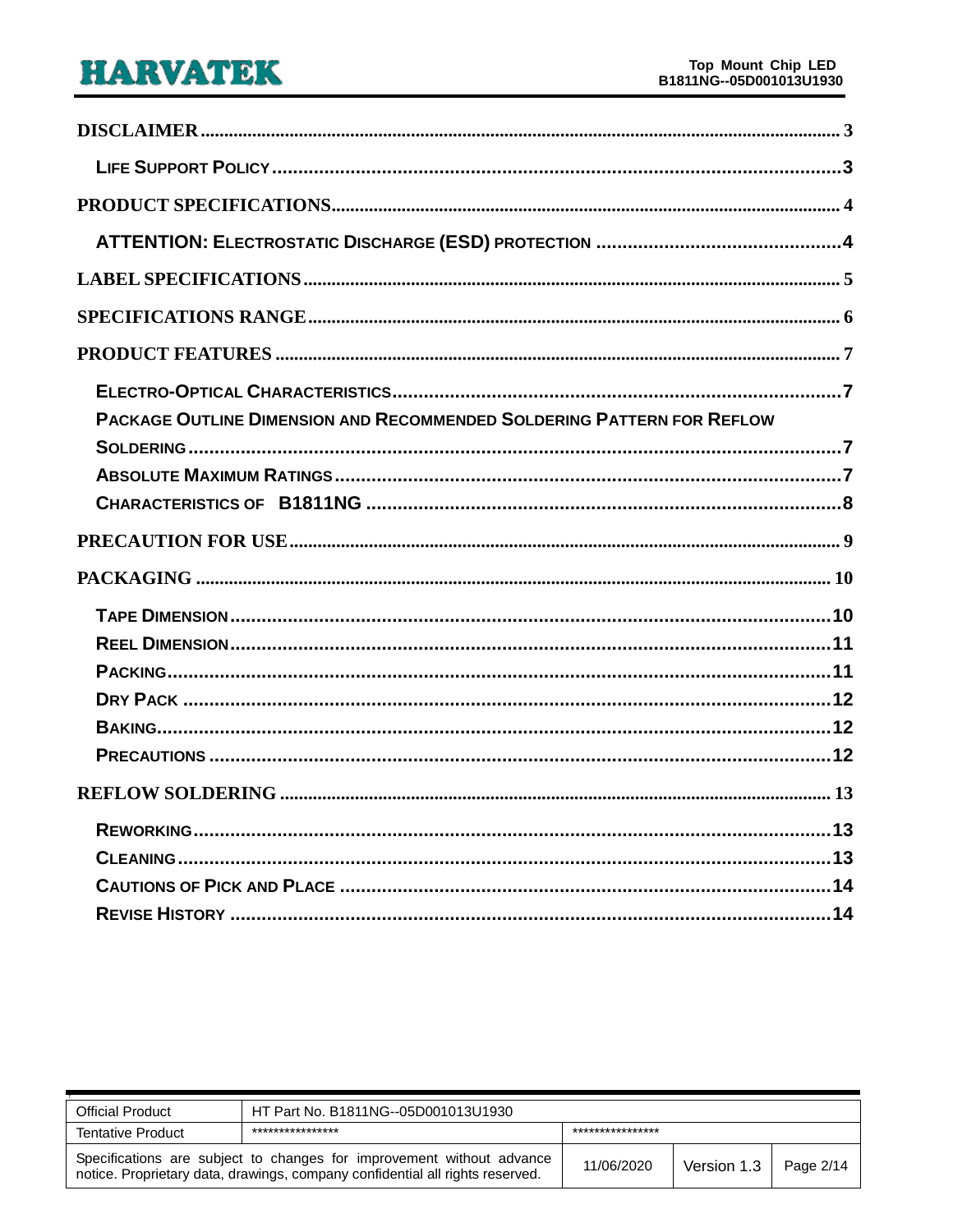DISCLAIMER ........ 3

LIFE SUPPORT POLICY ........ 3

PRODUCT SPECIFICATIONS ........ 4

ATTENTION: ELECTROSTATIC DISCHARGE (ESD) PROTECTION ........ 4

LABEL SPECIFICATIONS ........ 5

SPECIFICATIONS RANGE ........ 6

PRODUCT FEATURES ........ 7

ELECTRO-OPTICAL CHARACTERISTICS ........ 7

PACKAGE OUTLINE DIMENSION AND RECOMMENDED SOLDERING PATTERN FOR REFLOW SOLDERING ........ 7

ABSOLUTE MAXIMUM RATINGS ........ 7

CHARACTERISTICS OF B1811NG ........ 8

PRECAUTION FOR USE ........ 9

PACKAGING ........ 10

TAPE DIMENSION ........ 10

REEL DIMENSION ........ 11

PACKING ........ 11

DRY PACK ........ 12

BAKING ........ 12

PRECAUTIONS ........ 12

REFLOW SOLDERING ........ 13

REWORKING ........ 13

CLEANING ........ 13

CAUTIONS OF PICK AND PLACE ........ 14

REVISE HISTORY ........ 14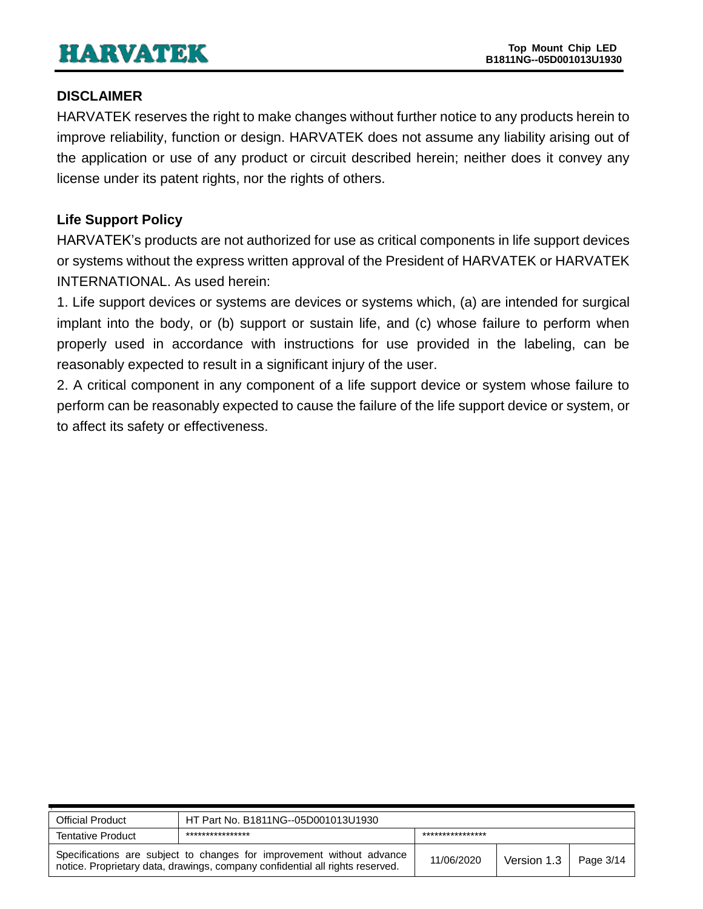## DISCLAIMER

HARVATEK reserves the right to make changes without further notice to any products herein to improve reliability, function or design. HARVATEK does not assume any liability arising out of the application or use of any product or circuit described herein; neither does it convey any license under its patent rights, nor the rights of others.

## Life Support Policy

HARVATEK's products are not authorized for use as critical components in life support devices or systems without the express written approval of the President of HARVATEK or HARVATEK INTERNATIONAL. As used herein:

1. Life support devices or systems are devices or systems which, (a) are intended for surgical implant into the body, or (b) support or sustain life, and (c) whose failure to perform when properly used in accordance with instructions for use provided in the labeling, can be reasonably expected to result in a significant injury of the user.

2. A critical component in any component of a life support device or system whose failure to perform can be reasonably expected to cause the failure of the life support device or system, or to affect its safety or effectiveness.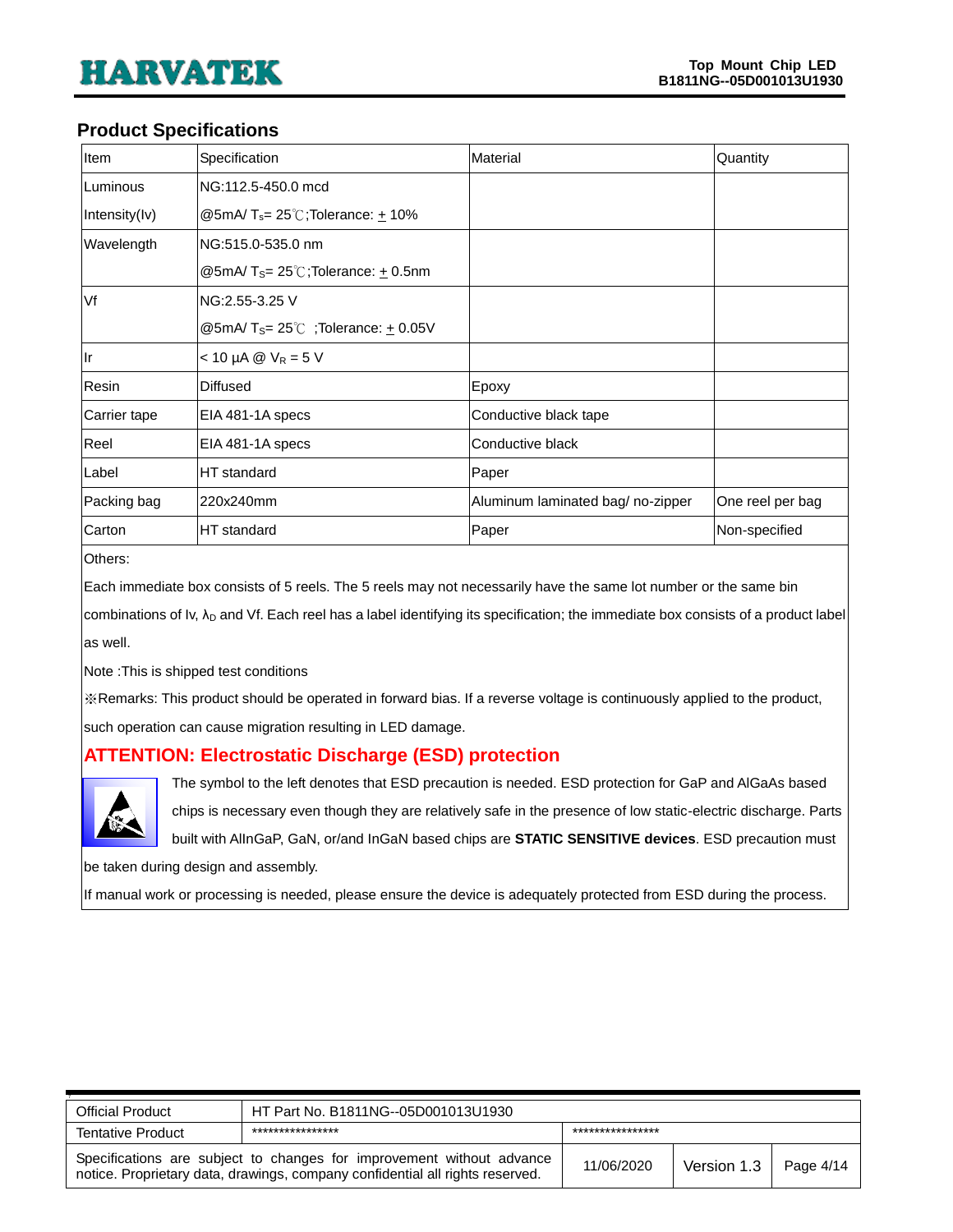## Product Specifications

| Item | Specification | Material | Quantity |
|---|---|---|---|
| Luminous Intensity(Iv) | NG:112.5-450.0 mcd @5mA/ $T_s$= 25℃;Tolerance: ± 10% | | |
| Wavelength | NG:515.0-535.0 nm @5mA/ $T_S$= 25℃;Tolerance: ± 0.5nm | | |
| Vf | NG:2.55-3.25 V @5mA/ $T_S$= 25℃ ;Tolerance: ± 0.05V | | |
| Ir | < 10 μA @ $V_R$ = 5 V | | |
| Resin | Diffused | Epoxy | |
| Carrier tape | EIA 481-1A specs | Conductive black tape | |
| Reel | EIA 481-1A specs | Conductive black | |
| Label | HT standard | Paper | |
| Packing bag | 220x240mm | Aluminum laminated bag/ no-zipper | One reel per bag |
| Carton | HT standard | Paper | Non-specified |

Others:

Each immediate box consists of 5 reels. The 5 reels may not necessarily have the same lot number or the same bin combinations of Iv, $\lambda_D$ and Vf. Each reel has a label identifying its specification; the immediate box consists of a product label as well.

Note :This is shipped test conditions

※Remarks: This product should be operated in forward bias. If a reverse voltage is continuously applied to the product, such operation can cause migration resulting in LED damage.

### ATTENTION: Electrostatic Discharge (ESD) protection

The symbol to the left denotes that ESD precaution is needed. ESD protection for GaP and AlGaAs based chips is necessary even though they are relatively safe in the presence of low static-electric discharge. Parts built with AlInGaP, GaN, or/and InGaN based chips are **STATIC SENSITIVE devices**. ESD precaution must be taken during design and assembly.

If manual work or processing is needed, please ensure the device is adequately protected from ESD during the process.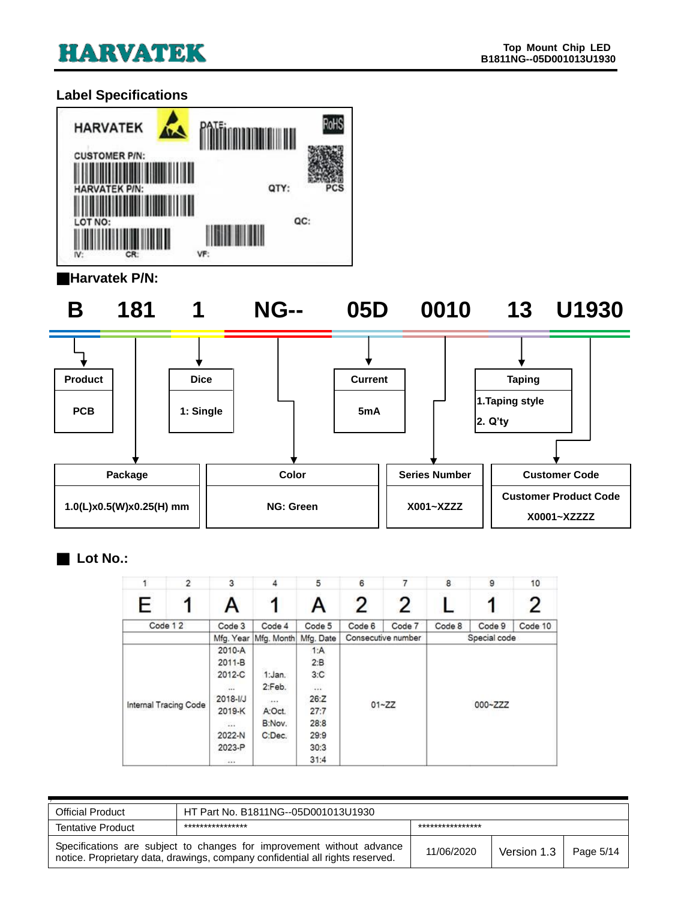## Label Specifications

HARVATEK

DATE:

RoHS

CUSTOMER P/N:

HARVATEK P/N:

QTY: PCS

LOT NO:

QC:

IV: CR: VF:

**■Harvatek P/N:**

**B 181 1 NG-- 05D 0010 13 U1930**

| Segment | Field | Description |
|---|---|---|
| B | Product | PCB |
| 181 | Package | 1.0(L)x0.5(W)x0.25(H) mm |
| 1 | Dice | 1: Single |
| NG-- | Color | NG: Green |
| 05D | Current | 5mA |
| 0010 | Series Number | X001~XZZZ |
| 13 | Taping | 1.Taping style<br>2. Q'ty |
| U1930 | Customer Code | Customer Product Code<br>X0001~XZZZZ |

## ■ Lot No.:

| 1 | 2 | 3 | 4 | 5 | 6 | 7 | 8 | 9 | 10 |
|---|---|---|---|---|---|---|---|---|---|
| E | 1 | A | 1 | A | 2 | 2 | L | 1 | 2 |
| Code 1 2 | | Code 3 | Code 4 | Code 5 | Code 6 | Code 7 | Code 8 | Code 9 | Code 10 |
| | | Mfg. Year | Mfg. Month | Mfg. Date | Consecutive number | | Special code | | |
| Internal Tracing Code | | 2010-A<br>2011-B<br>2012-C<br>...<br>2018-I/J<br>2019-K<br>...<br>2022-N<br>2023-P<br>... | 1:Jan.<br>2:Feb.<br>...<br>A:Oct.<br>B:Nov.<br>C:Dec. | 1:A<br>2:B<br>3:C<br>...<br>26:Z<br>27:7<br>28:8<br>29:9<br>30:3<br>31:4 | 01~ZZ | | 000~ZZZ | | |

| Official Product | HT Part No. B1811NG--05D001013U1930 | | | |
|---|---|---|---|---|
| Tentative Product | **************** | **************** | | |
| Specifications are subject to changes for improvement without advance notice. Proprietary data, drawings, company confidential all rights reserved. | | 11/06/2020 | Version 1.3 | Page 5/14 |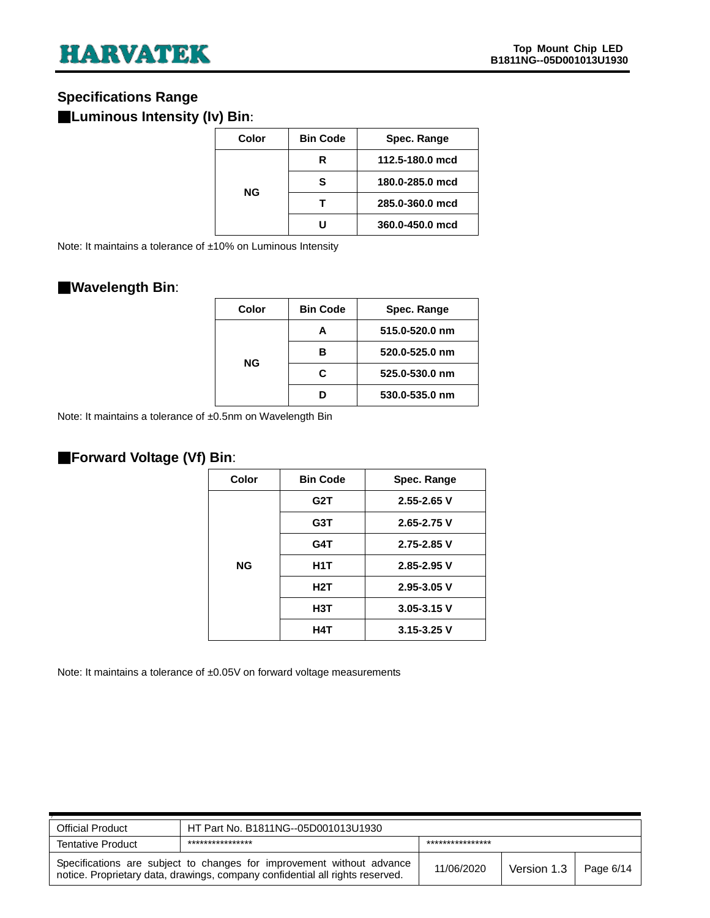## Specifications Range

### ■Luminous Intensity (Iv) Bin:

| Color | Bin Code | Spec. Range |
|---|---|---|
| NG | R | 112.5-180.0 mcd |
| | S | 180.0-285.0 mcd |
| | T | 285.0-360.0 mcd |
| | U | 360.0-450.0 mcd |

Note: It maintains a tolerance of ±10% on Luminous Intensity

### ■Wavelength Bin:

| Color | Bin Code | Spec. Range |
|---|---|---|
| NG | A | 515.0-520.0 nm |
| | B | 520.0-525.0 nm |
| | C | 525.0-530.0 nm |
| | D | 530.0-535.0 nm |

Note: It maintains a tolerance of ±0.5nm on Wavelength Bin

### ■Forward Voltage (Vf) Bin:

| Color | Bin Code | Spec. Range |
|---|---|---|
| NG | G2T | 2.55-2.65 V |
| | G3T | 2.65-2.75 V |
| | G4T | 2.75-2.85 V |
| | H1T | 2.85-2.95 V |
| | H2T | 2.95-3.05 V |
| | H3T | 3.05-3.15 V |
| | H4T | 3.15-3.25 V |

Note: It maintains a tolerance of ±0.05V on forward voltage measurements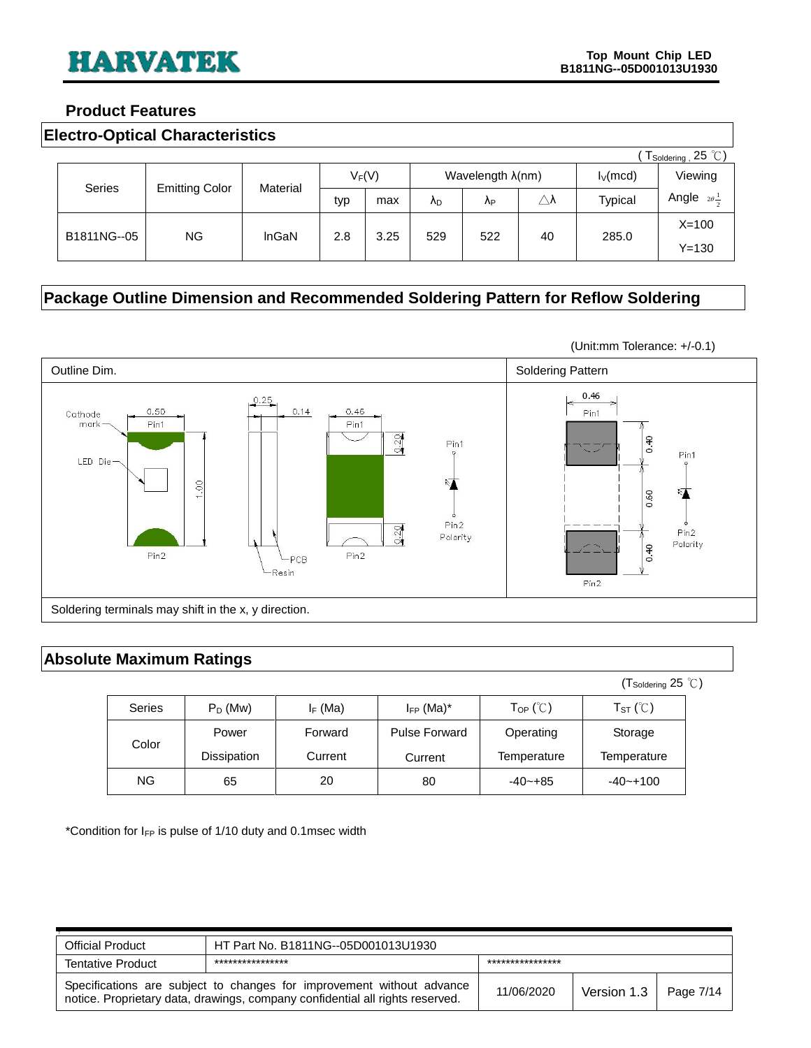## Product Features

### Electro-Optical Characteristics

( $T_{Soldering}$ , 25 ℃)

| Series | Emitting Color | Material | $V_F$(V) | | Wavelength λ(nm) | | | $I_V$(mcd) | Viewing |
|---|---|---|---|---|---|---|---|---|---|
| | | | typ | max | $\lambda_D$ | $\lambda_P$ | △λ | Typical | Angle $2\theta\frac{1}{2}$ |
| B1811NG--05 | NG | InGaN | 2.8 | 3.25 | 529 | 522 | 40 | 285.0 | X=100 Y=130 |

### Package Outline Dimension and Recommended Soldering Pattern for Reflow Soldering

(Unit:mm Tolerance: +/-0.1)

| Outline Dim. | Soldering Pattern |
|---|---|
| Cathode mark, LED Die, Pin1, Pin2, PCB, Resin, Polarity (0.50, 0.25, 0.14, 0.46, 1.00, 0.20, 0.20) | Pin1, Pin2, Polarity (0.46, 0.40, 0.60, 0.40) |

Soldering terminals may shift in the x, y direction.

### Absolute Maximum Ratings

($T_{Soldering}$ 25 ℃)

| Series | $P_D$ (Mw) | $I_F$ (Ma) | $I_{FP}$ (Ma)* | $T_{OP}$ (℃) | $T_{ST}$ (℃) |
|---|---|---|---|---|---|
| Color | Power Dissipation | Forward Current | Pulse Forward Current | Operating Temperature | Storage Temperature |
| NG | 65 | 20 | 80 | -40~+85 | -40~+100 |

*Condition for $I_{FP}$ is pulse of 1/10 duty and 0.1msec width

| Official Product | HT Part No. B1811NG--05D001013U1930 | | | |
|---|---|---|---|---|
| Tentative Product | **************** | **************** | | |
| Specifications are subject to changes for improvement without advance notice. Proprietary data, drawings, company confidential all rights reserved. | | 11/06/2020 | Version 1.3 | Page 7/14 |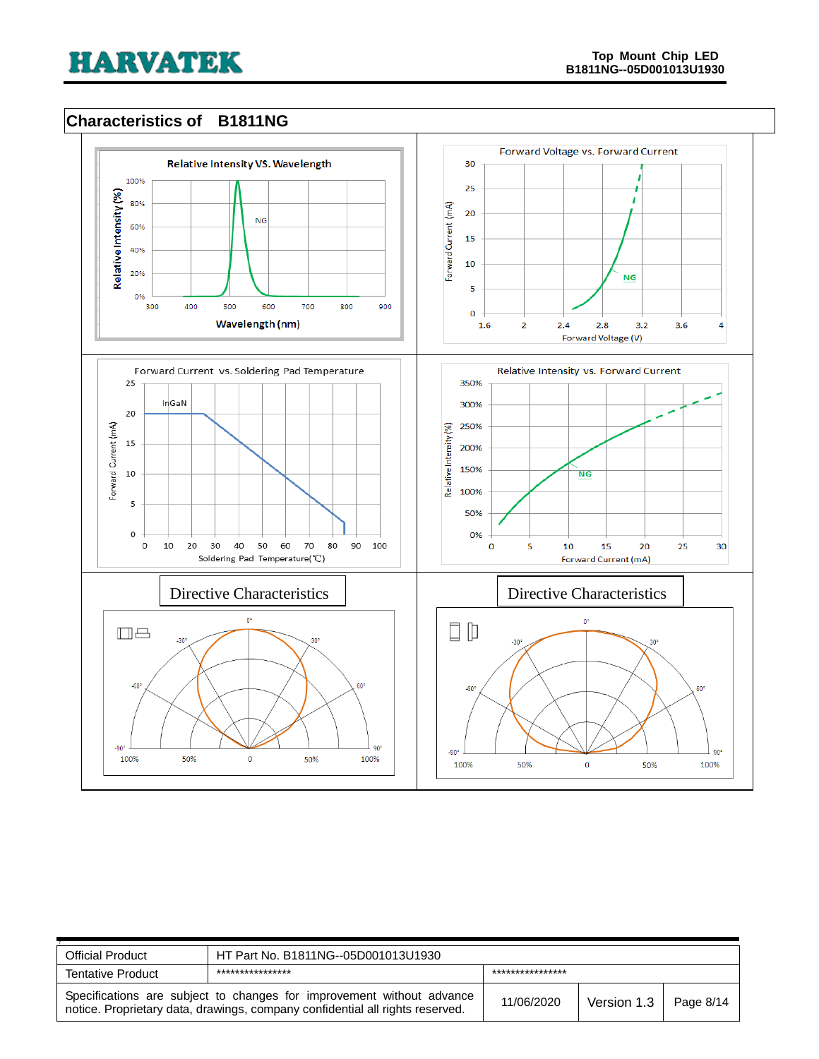## Characteristics of B1811NG

Relative Intensity VS. Wavelength

Forward Voltage vs. Forward Current

Forward Current vs. Soldering Pad Temperature

Relative Intensity vs. Forward Current

Directive Characteristics

Directive Characteristics

| Official Product | HT Part No. B1811NG--05D001013U1930 | | | |
|---|---|---|---|---|
| Tentative Product | **************** | **************** | | |
| Specifications are subject to changes for improvement without advance notice. Proprietary data, drawings, company confidential all rights reserved. | | 11/06/2020 | Version 1.3 | Page 8/14 |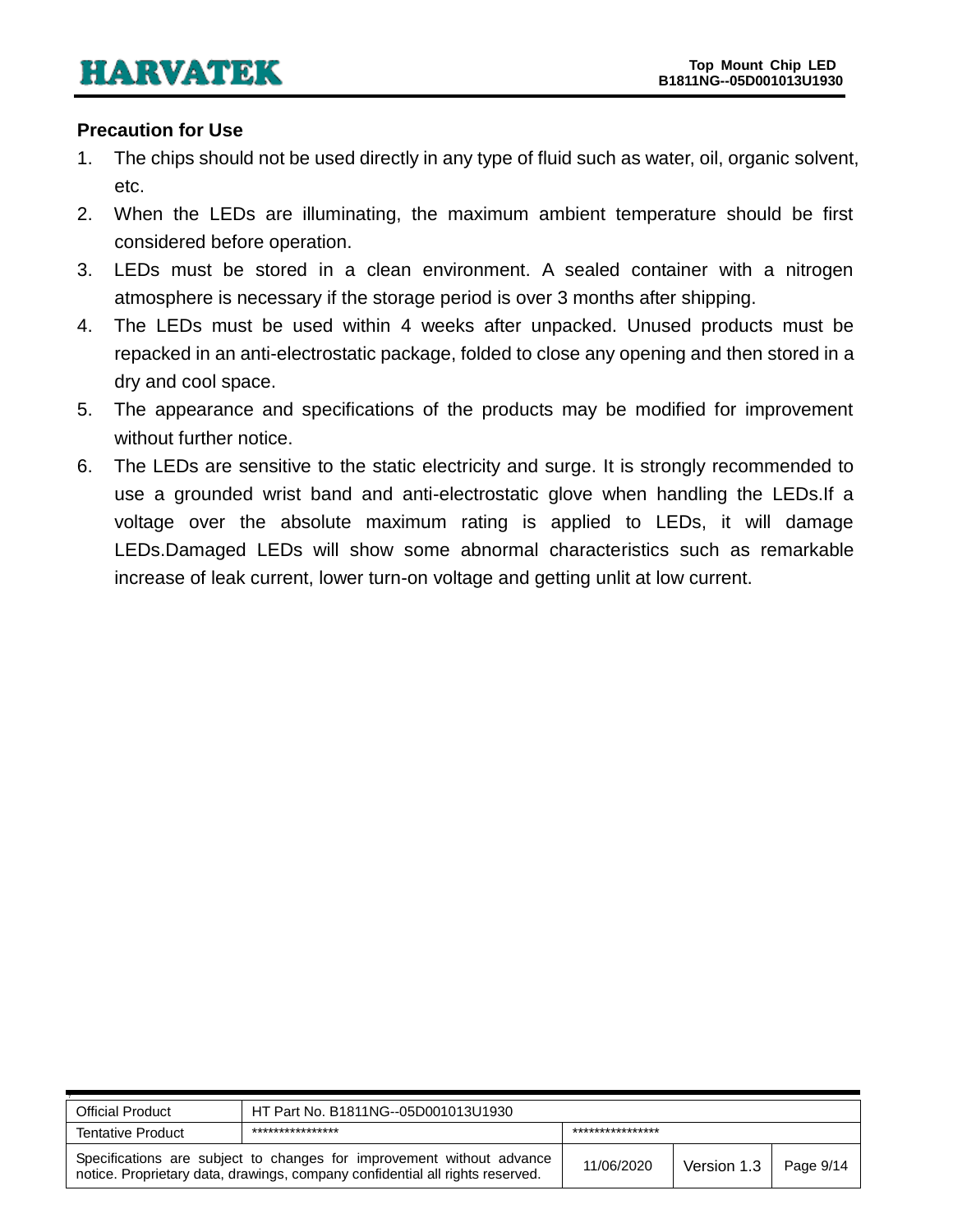## Precaution for Use

1. The chips should not be used directly in any type of fluid such as water, oil, organic solvent, etc.
2. When the LEDs are illuminating, the maximum ambient temperature should be first considered before operation.
3. LEDs must be stored in a clean environment. A sealed container with a nitrogen atmosphere is necessary if the storage period is over 3 months after shipping.
4. The LEDs must be used within 4 weeks after unpacked. Unused products must be repacked in an anti-electrostatic package, folded to close any opening and then stored in a dry and cool space.
5. The appearance and specifications of the products may be modified for improvement without further notice.
6. The LEDs are sensitive to the static electricity and surge. It is strongly recommended to use a grounded wrist band and anti-electrostatic glove when handling the LEDs.If a voltage over the absolute maximum rating is applied to LEDs, it will damage LEDs.Damaged LEDs will show some abnormal characteristics such as remarkable increase of leak current, lower turn-on voltage and getting unlit at low current.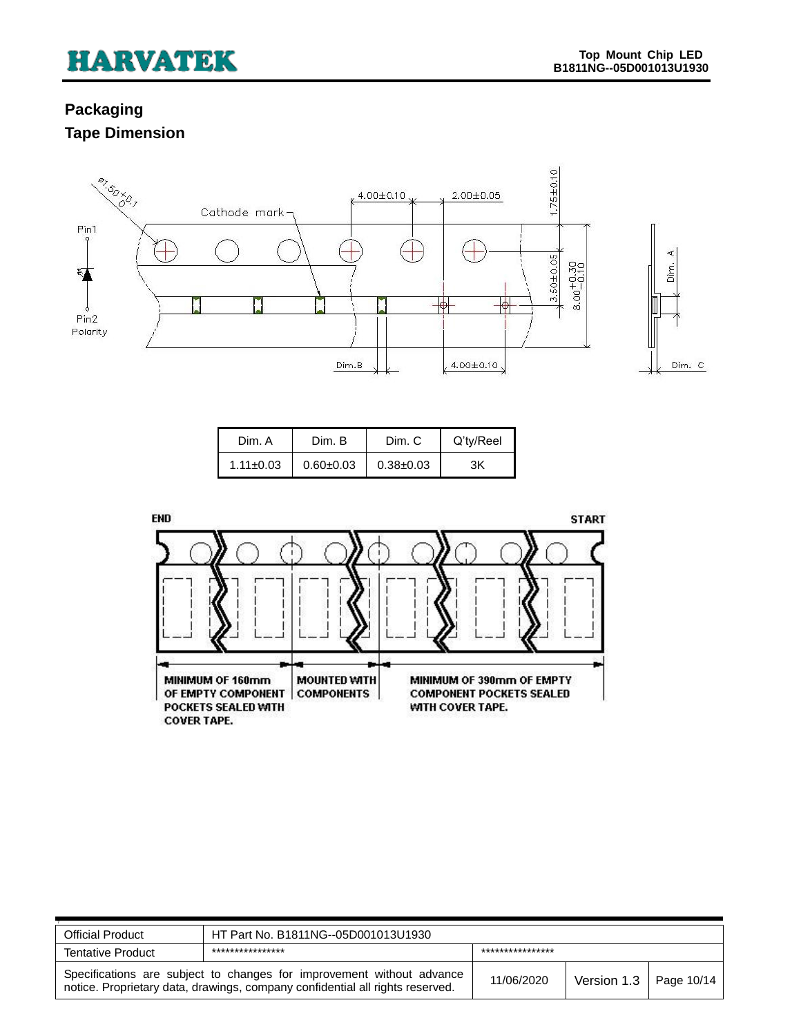## Packaging

### Tape Dimension

| Dim. A | Dim. B | Dim. C | Q'ty/Reel |
|---|---|---|---|
| 1.11±0.03 | 0.60±0.03 | 0.38±0.03 | 3K |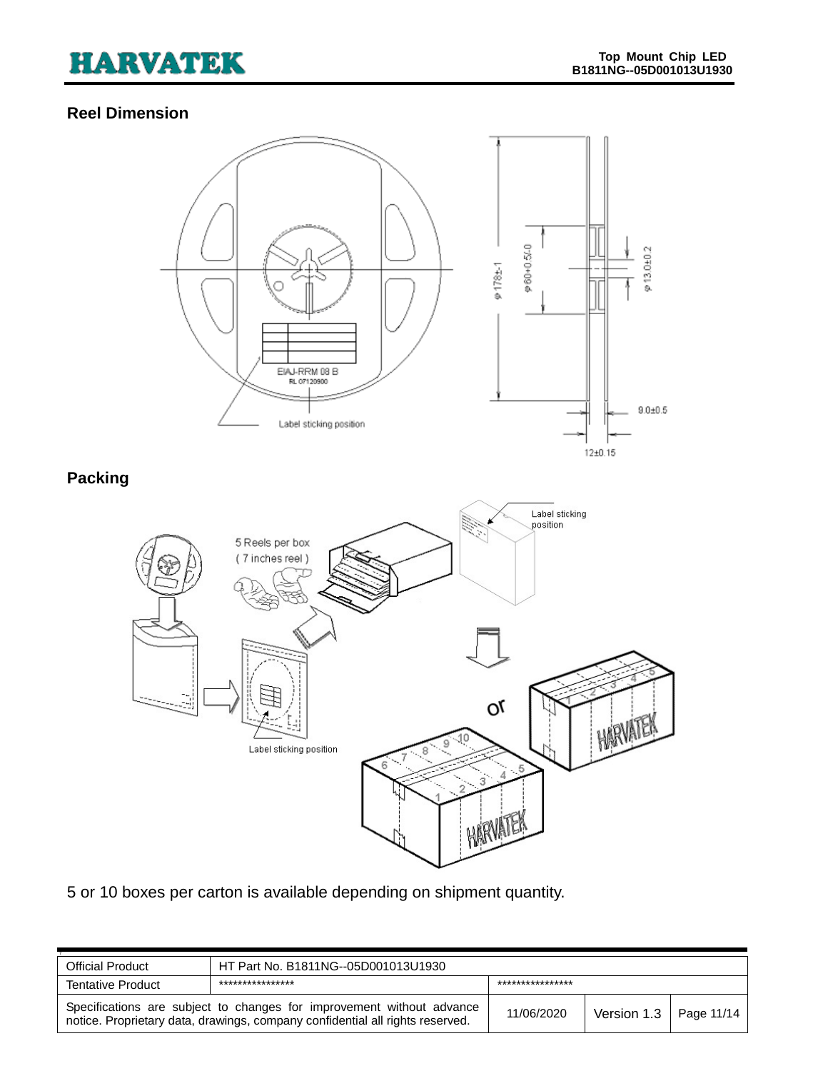## Reel Dimension

## Packing

5 or 10 boxes per carton is available depending on shipment quantity.

| Official Product | HT Part No. B1811NG--05D001013U1930 | | | |
|---|---|---|---|---|
| Tentative Product | **************** | **************** | | |
| Specifications are subject to changes for improvement without advance notice. Proprietary data, drawings, company confidential all rights reserved. | | 11/06/2020 | Version 1.3 | Page 11/14 |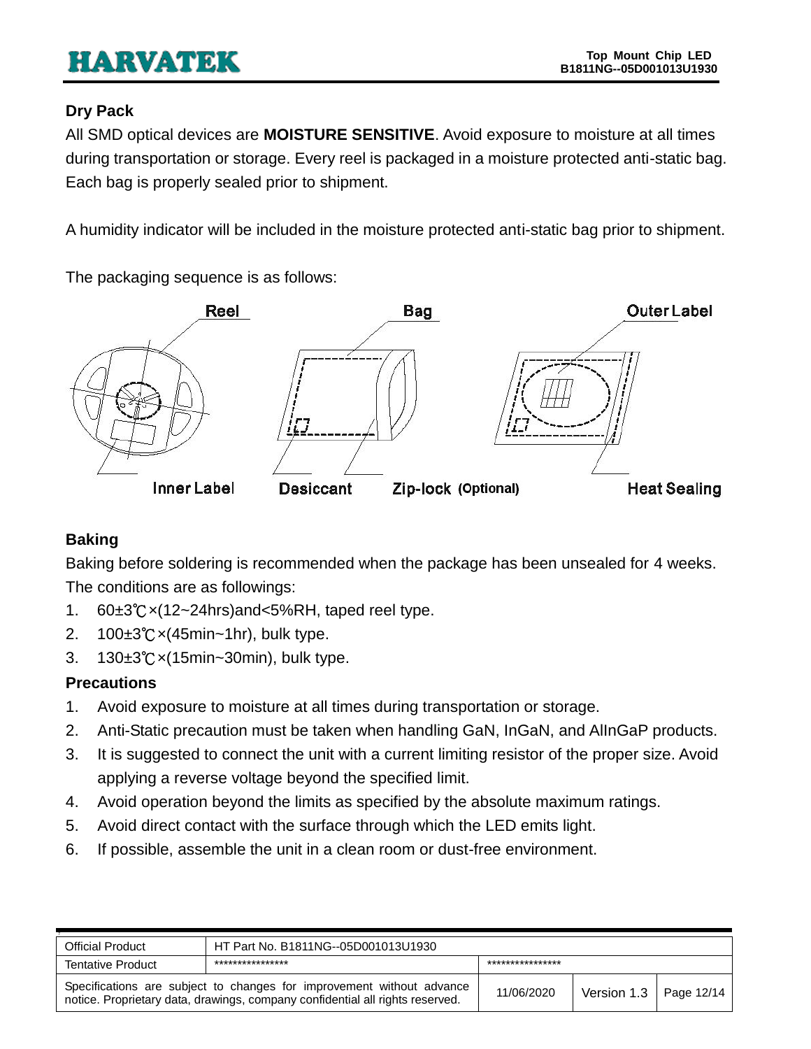## Dry Pack

All SMD optical devices are **MOISTURE SENSITIVE**. Avoid exposure to moisture at all times during transportation or storage. Every reel is packaged in a moisture protected anti-static bag. Each bag is properly sealed prior to shipment.

A humidity indicator will be included in the moisture protected anti-static bag prior to shipment.

The packaging sequence is as follows:

Reel  Bag  Outer Label

Inner Label  Desiccant  Zip-lock (Optional)  Heat Sealing

## Baking

Baking before soldering is recommended when the package has been unsealed for 4 weeks. The conditions are as followings:

1. 60±3℃×(12~24hrs)and<5%RH, taped reel type.
2. 100±3℃×(45min~1hr), bulk type.
3. 130±3℃×(15min~30min), bulk type.

## Precautions

1. Avoid exposure to moisture at all times during transportation or storage.
2. Anti-Static precaution must be taken when handling GaN, InGaN, and AlInGaP products.
3. It is suggested to connect the unit with a current limiting resistor of the proper size. Avoid applying a reverse voltage beyond the specified limit.
4. Avoid operation beyond the limits as specified by the absolute maximum ratings.
5. Avoid direct contact with the surface through which the LED emits light.
6. If possible, assemble the unit in a clean room or dust-free environment.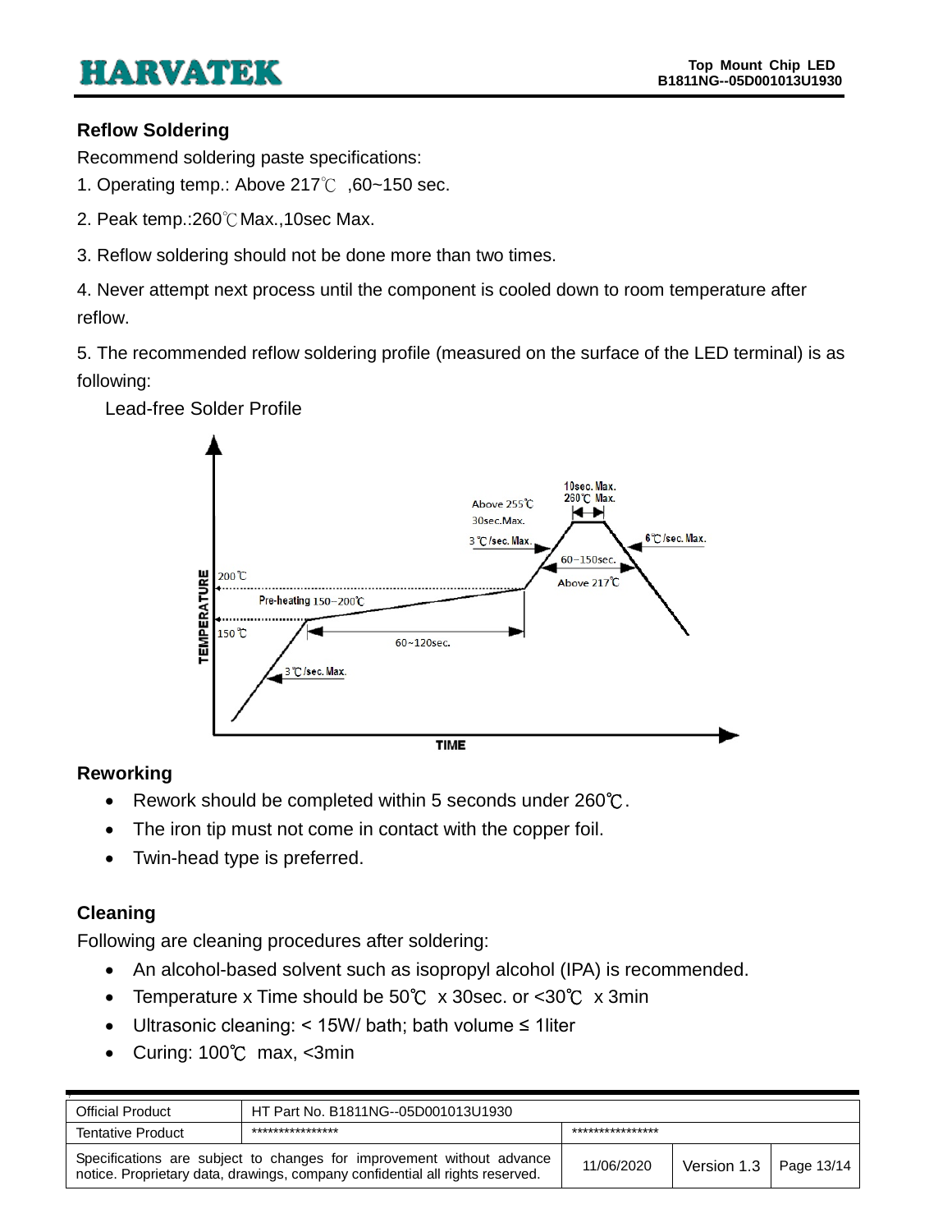## Reflow Soldering

Recommend soldering paste specifications:

1. Operating temp.: Above 217℃ ,60~150 sec.

2. Peak temp.:260℃Max.,10sec Max.

3. Reflow soldering should not be done more than two times.

4. Never attempt next process until the component is cooled down to room temperature after reflow.

5. The recommended reflow soldering profile (measured on the surface of the LED terminal) is as following:

Lead-free Solder Profile

## Reworking

- Rework should be completed within 5 seconds under 260℃.
- The iron tip must not come in contact with the copper foil.
- Twin-head type is preferred.

## Cleaning

Following are cleaning procedures after soldering:

- An alcohol-based solvent such as isopropyl alcohol (IPA) is recommended.
- Temperature x Time should be 50℃ x 30sec. or <30℃ x 3min
- Ultrasonic cleaning: < 15W/ bath; bath volume ≤ 1liter
- Curing: 100℃ max, <3min

| Official Product | HT Part No. B1811NG--05D001013U1930 | | | |
|---|---|---|---|---|
| Tentative Product | **************** | **************** | | |
| Specifications are subject to changes for improvement without advance notice. Proprietary data, drawings, company confidential all rights reserved. | | 11/06/2020 | Version 1.3 | Page 13/14 |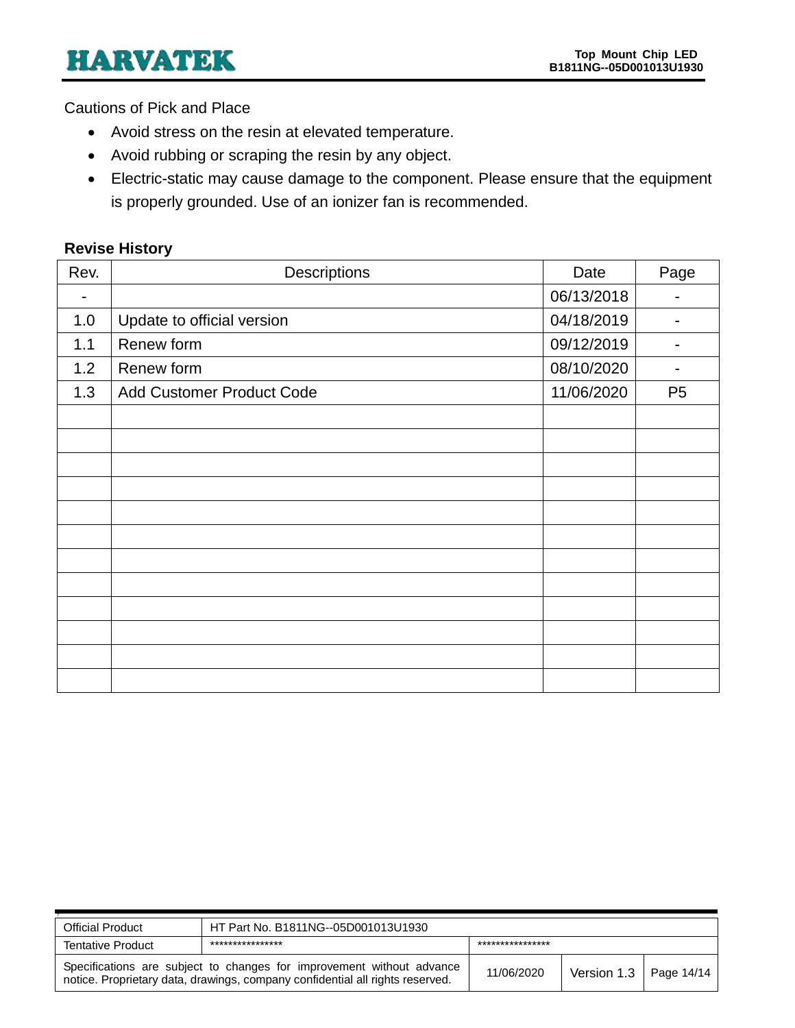Cautions of Pick and Place

- Avoid stress on the resin at elevated temperature.
- Avoid rubbing or scraping the resin by any object.
- Electric-static may cause damage to the component. Please ensure that the equipment is properly grounded. Use of an ionizer fan is recommended.

**Revise History**

| Rev. | Descriptions | Date | Page |
|---|---|---|---|
| - | | 06/13/2018 | - |
| 1.0 | Update to official version | 04/18/2019 | - |
| 1.1 | Renew form | 09/12/2019 | - |
| 1.2 | Renew form | 08/10/2020 | - |
| 1.3 | Add Customer Product Code | 11/06/2020 | P5 |
| | | | |
| | | | |
| | | | |
| | | | |
| | | | |
| | | | |
| | | | |
| | | | |
| | | | |
| | | | |
| | | | |
| | | | |